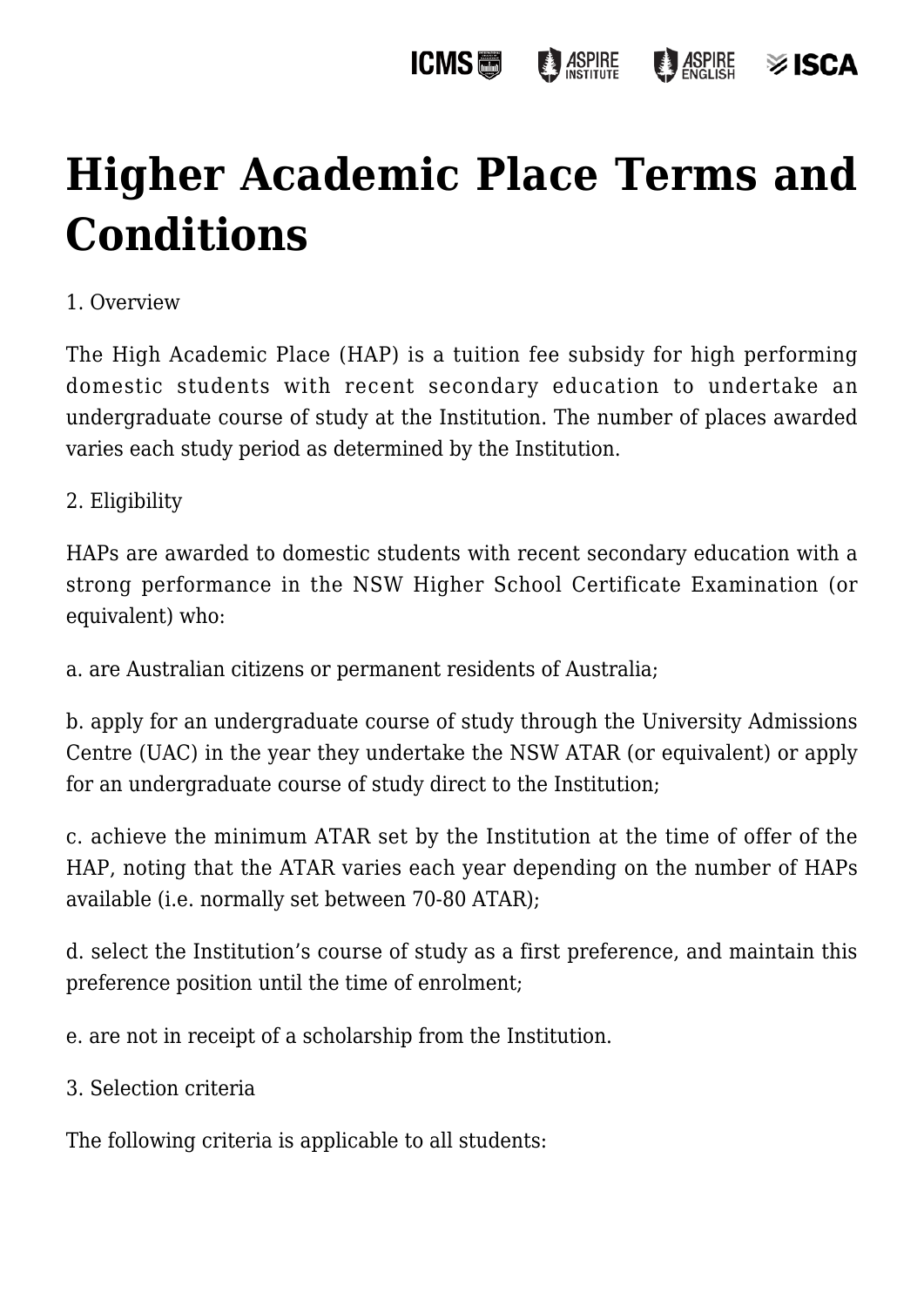# Higher Academic Place Terms and Conditions

1. Overview

The High Academic Place (HAP) is a tuition fee subsidy for high performing domestic students with recent secondary education to undertake an undergraduate course of study at the Institution. The number of places awarded varies each study period as determined by the Institution.

2. Eligibility

HAPs are awarded to domestic students with recent secondary education with a strong performance in the NSW Higher School Certificate Examination (or equivalent) who:

a. are Australian citizens or permanent residents of Australia;

b. apply for an undergraduate course of study through the University Admissions Centre (UAC) in the year they undertake the NSW ATAR (or equivalent) or apply for an undergraduate course of study direct to the Institution;

c. achieve the minimum ATAR set by the Institution at the time of offer of the HAP, noting that the ATAR varies each year depending on the number of HAPs available (i.e. normally set between 70-80 ATAR);

d. select the Institution's course of study as a first preference, and maintain this preference position until the time of enrolment;

e. are not in receipt of a scholarship from the Institution.

3. Selection criteria

The following criteria is applicable to all students: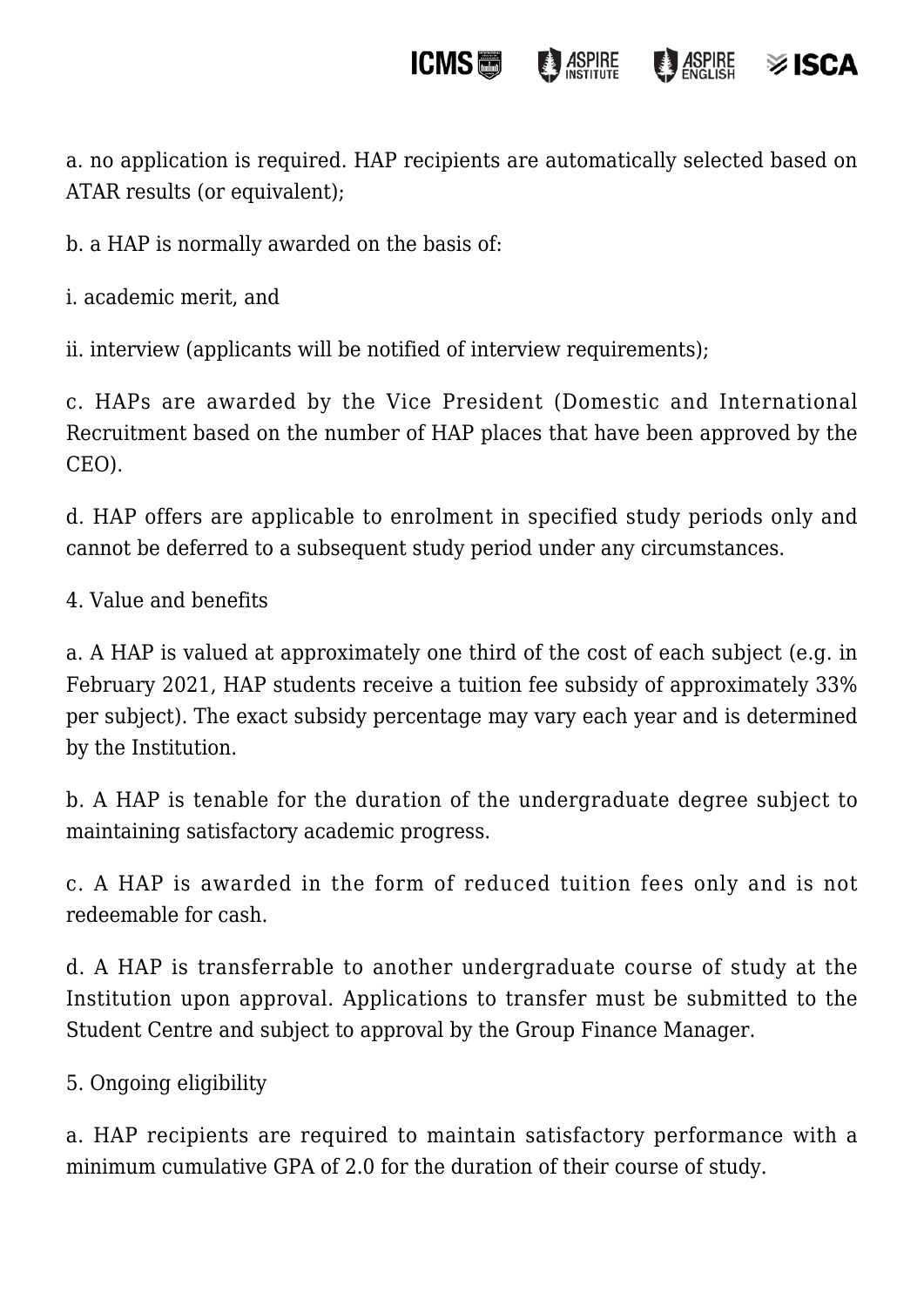a. no application is required. HAP recipients are automatically selected based on ATAR results (or equivalent);

b. a HAP is normally awarded on the basis of:

i. academic merit, and

ii. interview (applicants will be notified of interview requirements);

c. HAPs are awarded by the Vice President (Domestic and International Recruitment based on the number of HAP places that have been approved by the CEO).

d. HAP offers are applicable to enrolment in specified study periods only and cannot be deferred to a subsequent study period under any circumstances.

4. Value and benefits

a. A HAP is valued at approximately one third of the cost of each subject (e.g. in February 2021, HAP students receive a tuition fee subsidy of approximately 33% per subject). The exact subsidy percentage may vary each year and is determined by the Institution.

b. A HAP is tenable for the duration of the undergraduate degree subject to maintaining satisfactory academic progress.

c. A HAP is awarded in the form of reduced tuition fees only and is not redeemable for cash.

d. A HAP is transferrable to another undergraduate course of study at the Institution upon approval. Applications to transfer must be submitted to the Student Centre and subject to approval by the Group Finance Manager.

5. Ongoing eligibility

a. HAP recipients are required to maintain satisfactory performance with a minimum cumulative GPA of 2.0 for the duration of their course of study.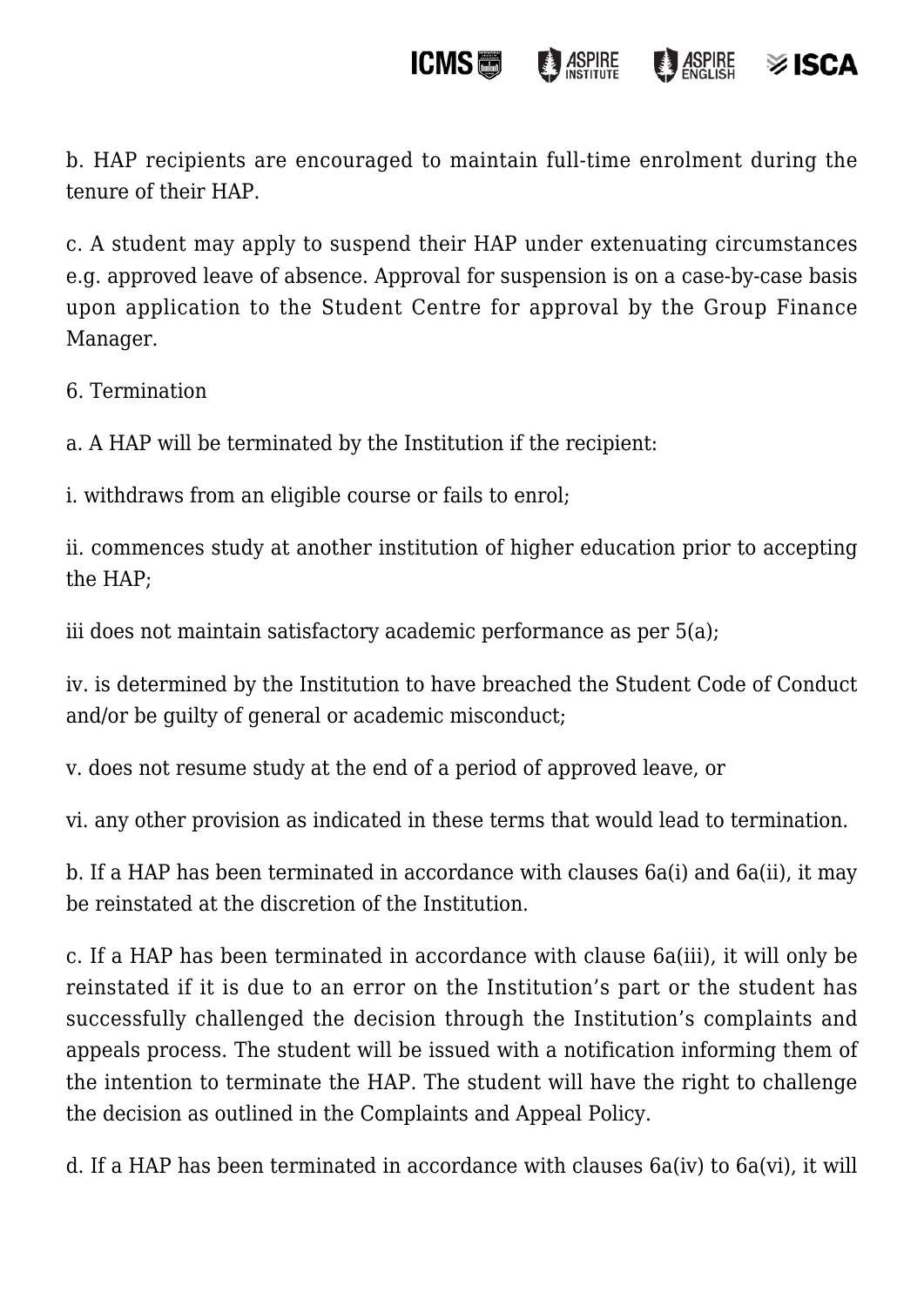b. HAP recipients are encouraged to maintain full-time enrolment during the tenure of their HAP.

c. A student may apply to suspend their HAP under extenuating circumstances e.g. approved leave of absence. Approval for suspension is on a case-by-case basis upon application to the Student Centre for approval by the Group Finance Manager.

6. Termination

a. A HAP will be terminated by the Institution if the recipient:

i. withdraws from an eligible course or fails to enrol;

ii. commences study at another institution of higher education prior to accepting the HAP;

iii does not maintain satisfactory academic performance as per 5(a);

iv. is determined by the Institution to have breached the Student Code of Conduct and/or be guilty of general or academic misconduct;

v. does not resume study at the end of a period of approved leave, or

vi. any other provision as indicated in these terms that would lead to termination.

b. If a HAP has been terminated in accordance with clauses 6a(i) and 6a(ii), it may be reinstated at the discretion of the Institution.

c. If a HAP has been terminated in accordance with clause 6a(iii), it will only be reinstated if it is due to an error on the Institution's part or the student has successfully challenged the decision through the Institution's complaints and appeals process. The student will be issued with a notification informing them of the intention to terminate the HAP. The student will have the right to challenge the decision as outlined in the Complaints and Appeal Policy.

d. If a HAP has been terminated in accordance with clauses 6a(iv) to 6a(vi), it will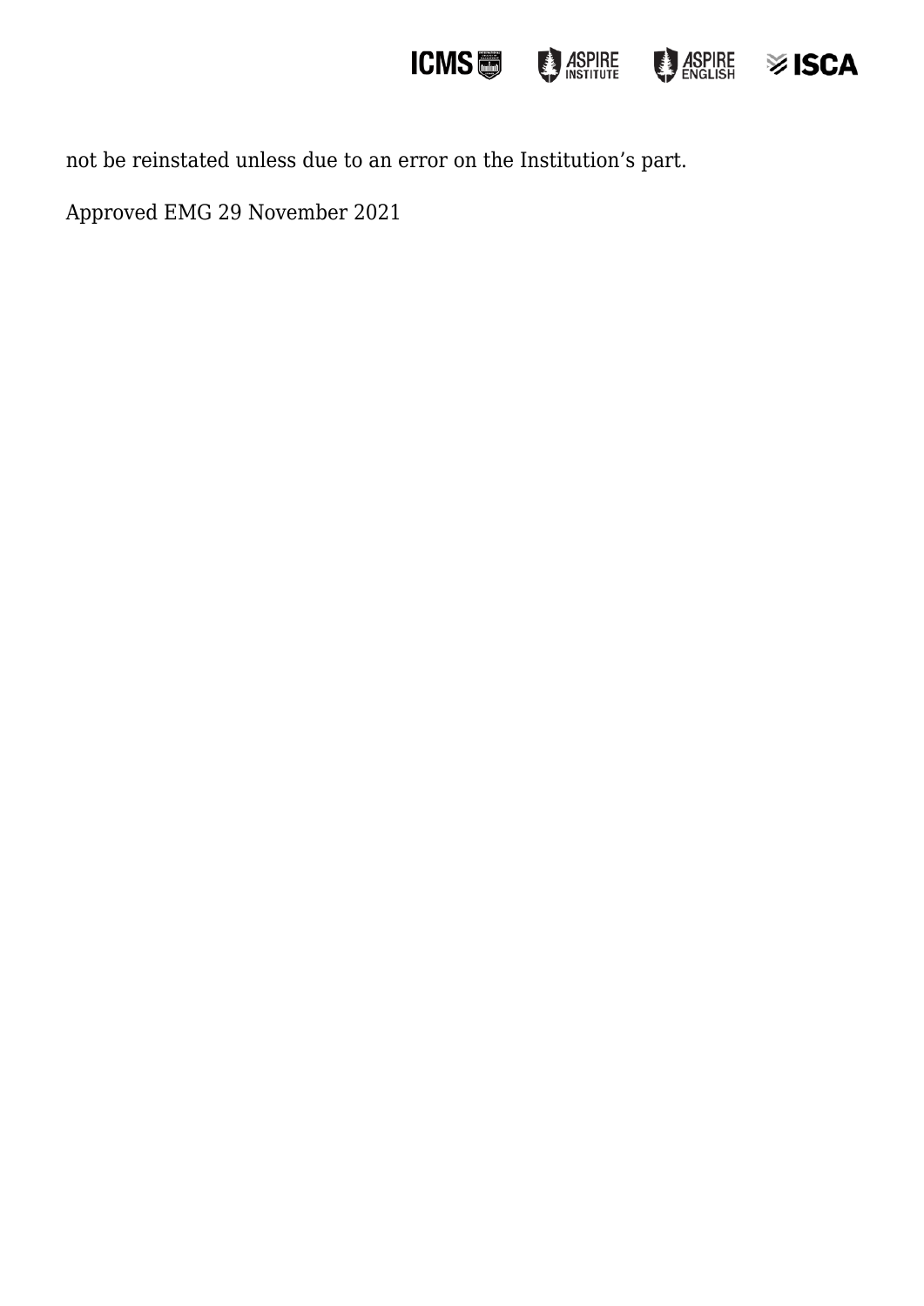not be reinstated unless due to an error on the Institution’s part.

Approved EMG 29 November 2021